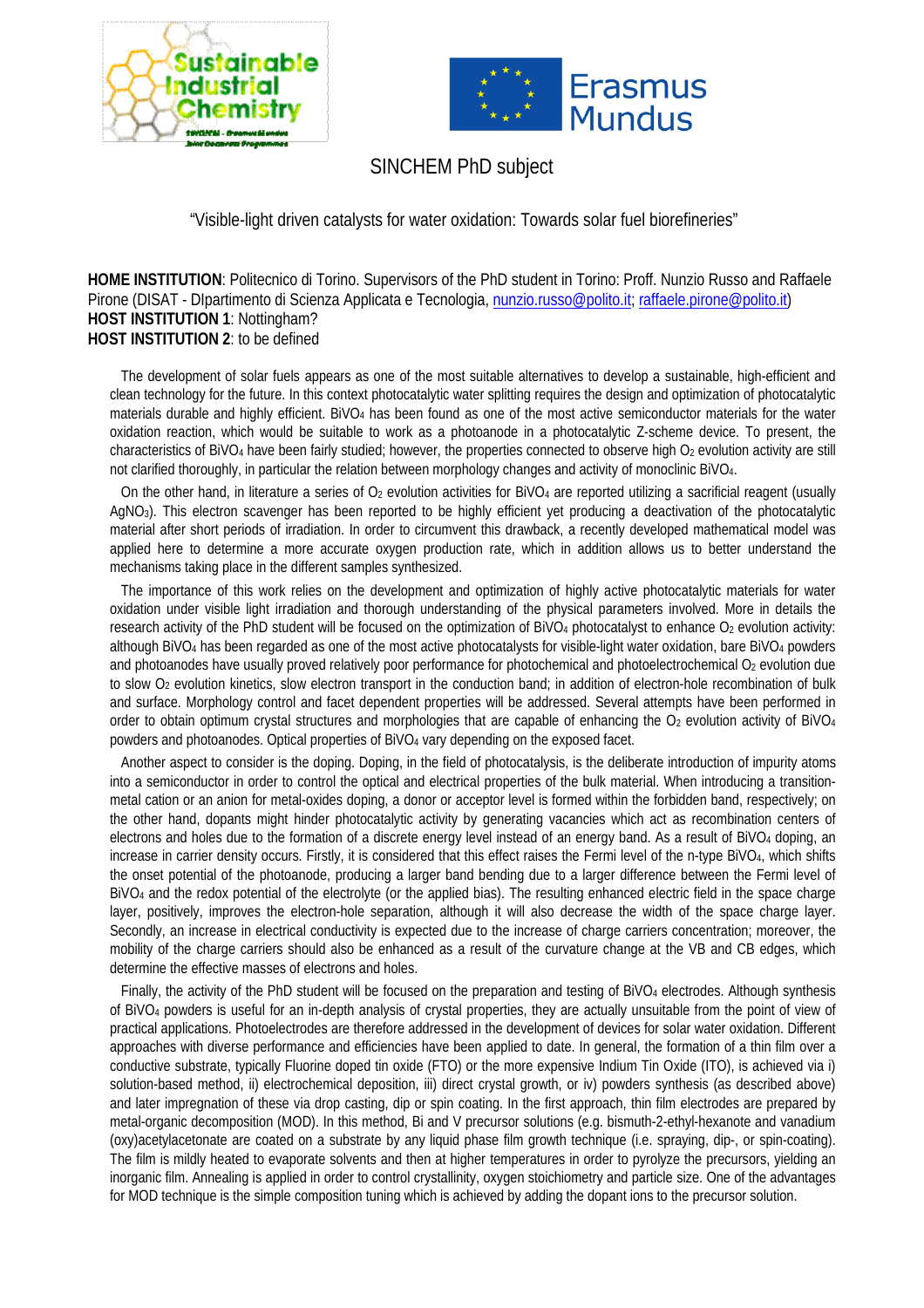SINCHEM PhD subject

"Visible-light driven catalysts for water oxidation: Towards solar fuel biorefineries"

**HOME INSTITUTION**: Politecnico di Torino. Supervisors of the PhD student in Torino: Proff. Nunzio Russo and Raffaele Pirone (DISAT - DIpartimento di Scienza Applicata e Tecnologia, nunzio.russo@polito.it; raffaele.pirone@polito.it)
**HOST INSTITUTION 1**: Nottingham?
**HOST INSTITUTION 2**: to be defined

The development of solar fuels appears as one of the most suitable alternatives to develop a sustainable, high-efficient and clean technology for the future. In this context photocatalytic water splitting requires the design and optimization of photocatalytic materials durable and highly efficient. $BiVO_4$ has been found as one of the most active semiconductor materials for the water oxidation reaction, which would be suitable to work as a photoanode in a photocatalytic Z-scheme device. To present, the characteristics of $BiVO_4$ have been fairly studied; however, the properties connected to observe high $O_2$ evolution activity are still not clarified thoroughly, in particular the relation between morphology changes and activity of monoclinic $BiVO_4$.

On the other hand, in literature a series of $O_2$ evolution activities for $BiVO_4$ are reported utilizing a sacrificial reagent (usually $AgNO_3$). This electron scavenger has been reported to be highly efficient yet producing a deactivation of the photocatalytic material after short periods of irradiation. In order to circumvent this drawback, a recently developed mathematical model was applied here to determine a more accurate oxygen production rate, which in addition allows us to better understand the mechanisms taking place in the different samples synthesized.

The importance of this work relies on the development and optimization of highly active photocatalytic materials for water oxidation under visible light irradiation and thorough understanding of the physical parameters involved. More in details the research activity of the PhD student will be focused on the optimization of $BiVO_4$ photocatalyst to enhance $O_2$ evolution activity: although $BiVO_4$ has been regarded as one of the most active photocatalysts for visible-light water oxidation, bare $BiVO_4$ powders and photoanodes have usually proved relatively poor performance for photochemical and photoelectrochemical $O_2$ evolution due to slow $O_2$ evolution kinetics, slow electron transport in the conduction band; in addition of electron-hole recombination of bulk and surface. Morphology control and facet dependent properties will be addressed. Several attempts have been performed in order to obtain optimum crystal structures and morphologies that are capable of enhancing the $O_2$ evolution activity of $BiVO_4$ powders and photoanodes. Optical properties of $BiVO_4$ vary depending on the exposed facet.

Another aspect to consider is the doping. Doping, in the field of photocatalysis, is the deliberate introduction of impurity atoms into a semiconductor in order to control the optical and electrical properties of the bulk material. When introducing a transition-metal cation or an anion for metal-oxides doping, a donor or acceptor level is formed within the forbidden band, respectively; on the other hand, dopants might hinder photocatalytic activity by generating vacancies which act as recombination centers of electrons and holes due to the formation of a discrete energy level instead of an energy band. As a result of $BiVO_4$ doping, an increase in carrier density occurs. Firstly, it is considered that this effect raises the Fermi level of the n-type $BiVO_4$, which shifts the onset potential of the photoanode, producing a larger band bending due to a larger difference between the Fermi level of $BiVO_4$ and the redox potential of the electrolyte (or the applied bias). The resulting enhanced electric field in the space charge layer, positively, improves the electron-hole separation, although it will also decrease the width of the space charge layer. Secondly, an increase in electrical conductivity is expected due to the increase of charge carriers concentration; moreover, the mobility of the charge carriers should also be enhanced as a result of the curvature change at the VB and CB edges, which determine the effective masses of electrons and holes.

Finally, the activity of the PhD student will be focused on the preparation and testing of $BiVO_4$ electrodes. Although synthesis of $BiVO_4$ powders is useful for an in-depth analysis of crystal properties, they are actually unsuitable from the point of view of practical applications. Photoelectrodes are therefore addressed in the development of devices for solar water oxidation. Different approaches with diverse performance and efficiencies have been applied to date. In general, the formation of a thin film over a conductive substrate, typically Fluorine doped tin oxide (FTO) or the more expensive Indium Tin Oxide (ITO), is achieved via i) solution-based method, ii) electrochemical deposition, iii) direct crystal growth, or iv) powders synthesis (as described above) and later impregnation of these via drop casting, dip or spin coating. In the first approach, thin film electrodes are prepared by metal-organic decomposition (MOD). In this method, Bi and V precursor solutions (e.g. bismuth-2-ethyl-hexanote and vanadium (oxy)acetylacetonate are coated on a substrate by any liquid phase film growth technique (i.e. spraying, dip-, or spin-coating). The film is mildly heated to evaporate solvents and then at higher temperatures in order to pyrolyze the precursors, yielding an inorganic film. Annealing is applied in order to control crystallinity, oxygen stoichiometry and particle size. One of the advantages for MOD technique is the simple composition tuning which is achieved by adding the dopant ions to the precursor solution.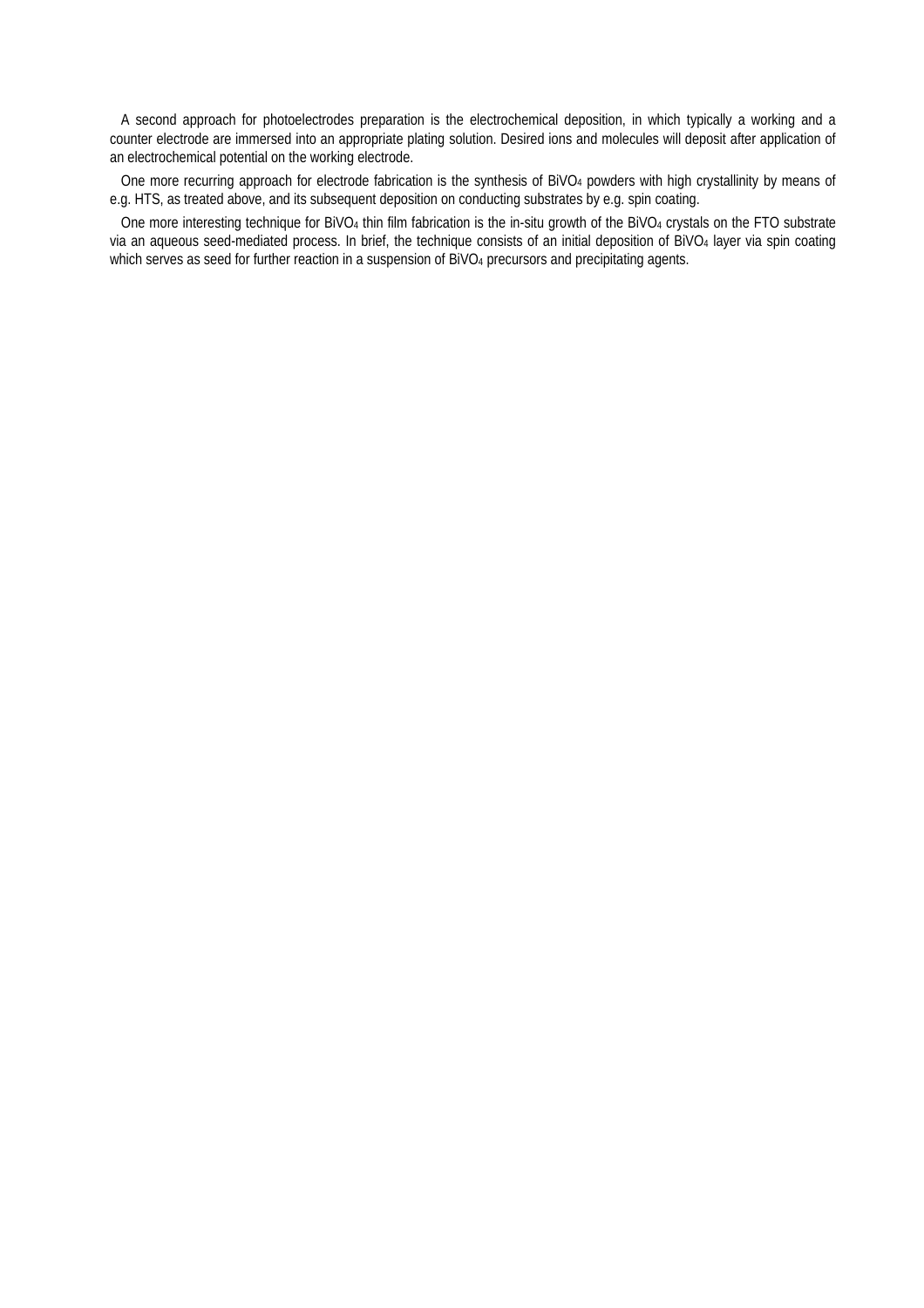A second approach for photoelectrodes preparation is the electrochemical deposition, in which typically a working and a counter electrode are immersed into an appropriate plating solution. Desired ions and molecules will deposit after application of an electrochemical potential on the working electrode.

One more recurring approach for electrode fabrication is the synthesis of $BiVO_4$ powders with high crystallinity by means of e.g. HTS, as treated above, and its subsequent deposition on conducting substrates by e.g. spin coating.

One more interesting technique for $BiVO_4$ thin film fabrication is the in-situ growth of the $BiVO_4$ crystals on the FTO substrate via an aqueous seed-mediated process. In brief, the technique consists of an initial deposition of $BiVO_4$ layer via spin coating which serves as seed for further reaction in a suspension of $BiVO_4$ precursors and precipitating agents.